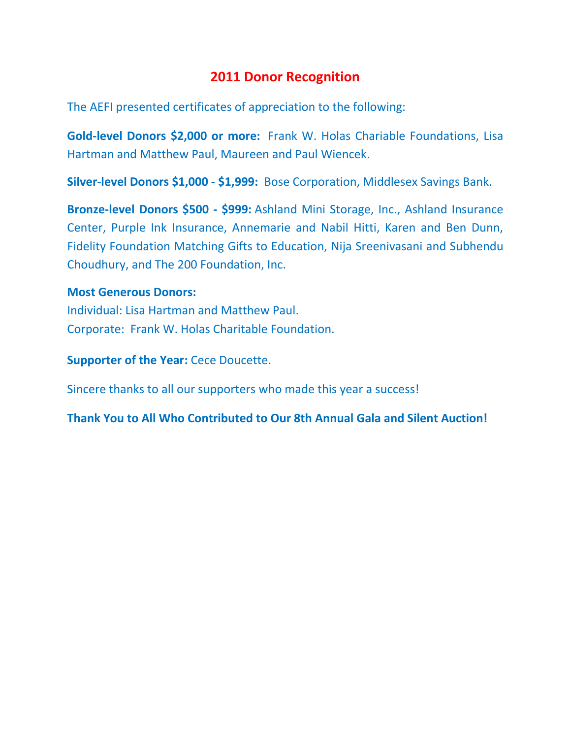# 2011 Donor Recognition

The AEFI presented certificates of appreciation to the following:

**Gold-level Donors $2,000 or more:** Frank W. Holas Chariable Foundations, Lisa Hartman and Matthew Paul, Maureen and Paul Wiencek.

**Silver-level Donors $1,000 - $1,999:** Bose Corporation, Middlesex Savings Bank.

**Bronze-level Donors $500 - $999:** Ashland Mini Storage, Inc., Ashland Insurance Center, Purple Ink Insurance, Annemarie and Nabil Hitti, Karen and Ben Dunn, Fidelity Foundation Matching Gifts to Education, Nija Sreenivasani and Subhendu Choudhury, and The 200 Foundation, Inc.

**Most Generous Donors:**
Individual: Lisa Hartman and Matthew Paul.
Corporate: Frank W. Holas Charitable Foundation.

**Supporter of the Year:** Cece Doucette.

Sincere thanks to all our supporters who made this year a success!

**Thank You to All Who Contributed to Our 8th Annual Gala and Silent Auction!**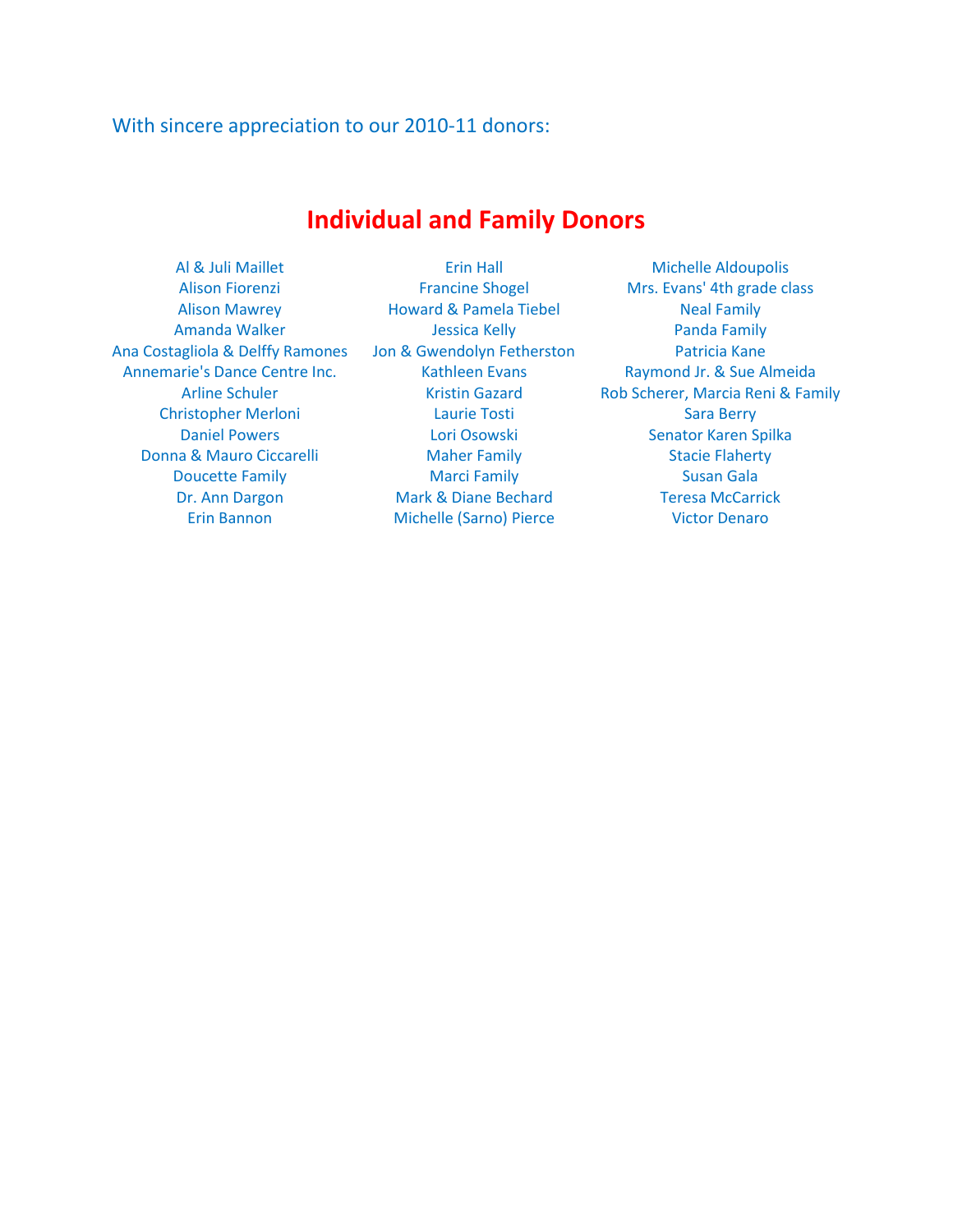With sincere appreciation to our 2010-11 donors:

## Individual and Family Donors

Al & Juli Maillet
Alison Fiorenzi
Alison Mawrey
Amanda Walker
Ana Costagliola & Delffy Ramones
Annemarie's Dance Centre Inc.
Arline Schuler
Christopher Merloni
Daniel Powers
Donna & Mauro Ciccarelli
Doucette Family
Dr. Ann Dargon
Erin Bannon
Erin Hall
Francine Shogel
Howard & Pamela Tiebel
Jessica Kelly
Jon & Gwendolyn Fetherston
Kathleen Evans
Kristin Gazard
Laurie Tosti
Lori Osowski
Maher Family
Marci Family
Mark & Diane Bechard
Michelle (Sarno) Pierce
Michelle Aldoupolis
Mrs. Evans' 4th grade class
Neal Family
Panda Family
Patricia Kane
Raymond Jr. & Sue Almeida
Rob Scherer, Marcia Reni & Family
Sara Berry
Senator Karen Spilka
Stacie Flaherty
Susan Gala
Teresa McCarrick
Victor Denaro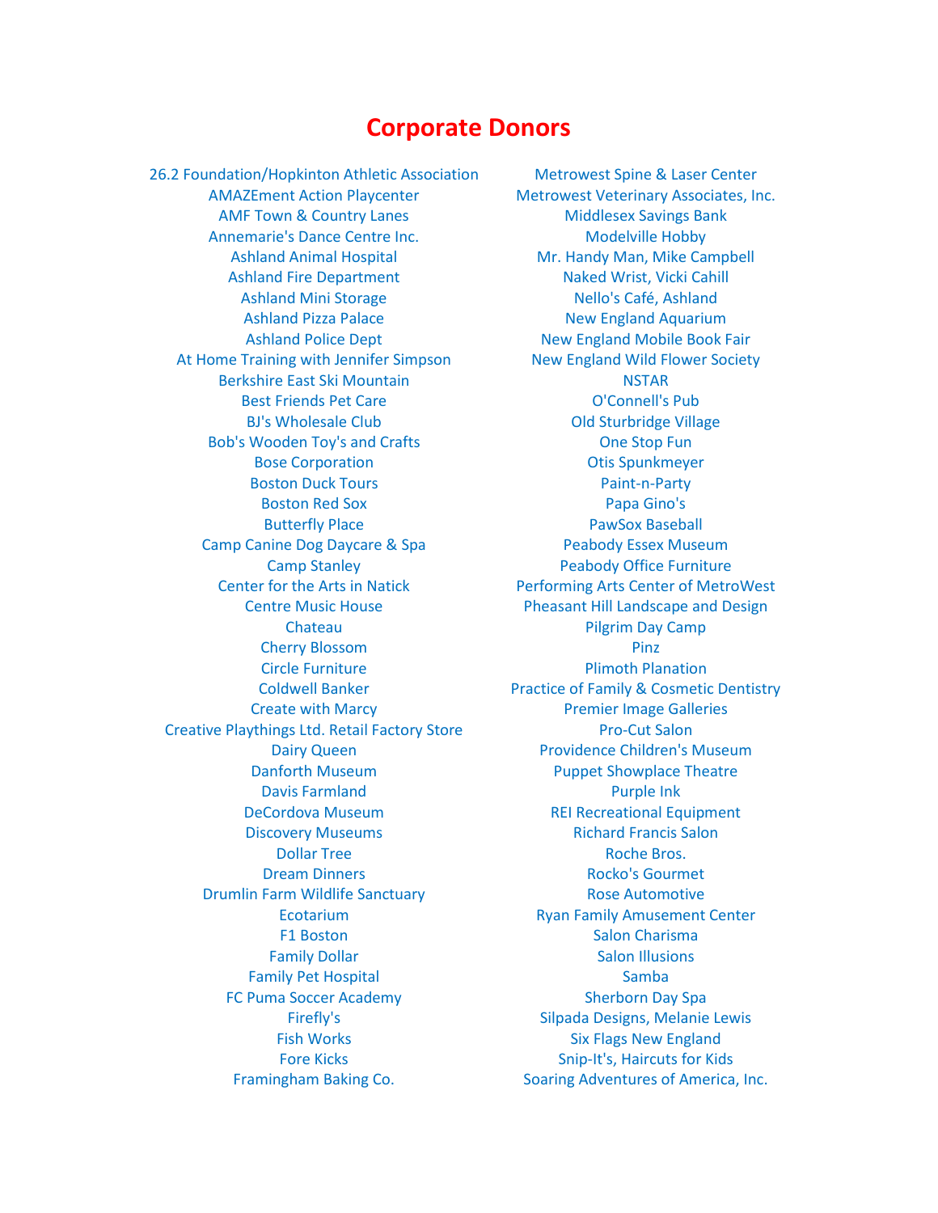# Corporate Donors

26.2 Foundation/Hopkinton Athletic Association
AMAZEment Action Playcenter
AMF Town & Country Lanes
Annemarie's Dance Centre Inc.
Ashland Animal Hospital
Ashland Fire Department
Ashland Mini Storage
Ashland Pizza Palace
Ashland Police Dept
At Home Training with Jennifer Simpson
Berkshire East Ski Mountain
Best Friends Pet Care
BJ's Wholesale Club
Bob's Wooden Toy's and Crafts
Bose Corporation
Boston Duck Tours
Boston Red Sox
Butterfly Place
Camp Canine Dog Daycare & Spa
Camp Stanley
Center for the Arts in Natick
Centre Music House
Chateau
Cherry Blossom
Circle Furniture
Coldwell Banker
Create with Marcy
Creative Playthings Ltd. Retail Factory Store
Dairy Queen
Danforth Museum
Davis Farmland
DeCordova Museum
Discovery Museums
Dollar Tree
Dream Dinners
Drumlin Farm Wildlife Sanctuary
Ecotarium
F1 Boston
Family Dollar
Family Pet Hospital
FC Puma Soccer Academy
Firefly's
Fish Works
Fore Kicks
Framingham Baking Co.
Metrowest Spine & Laser Center
Metrowest Veterinary Associates, Inc.
Middlesex Savings Bank
Modelville Hobby
Mr. Handy Man, Mike Campbell
Naked Wrist, Vicki Cahill
Nello's Café, Ashland
New England Aquarium
New England Mobile Book Fair
New England Wild Flower Society
NSTAR
O'Connell's Pub
Old Sturbridge Village
One Stop Fun
Otis Spunkmeyer
Paint-n-Party
Papa Gino's
PawSox Baseball
Peabody Essex Museum
Peabody Office Furniture
Performing Arts Center of MetroWest
Pheasant Hill Landscape and Design
Pilgrim Day Camp
Pinz
Plimoth Planation
Practice of Family & Cosmetic Dentistry
Premier Image Galleries
Pro-Cut Salon
Providence Children's Museum
Puppet Showplace Theatre
Purple Ink
REI Recreational Equipment
Richard Francis Salon
Roche Bros.
Rocko's Gourmet
Rose Automotive
Ryan Family Amusement Center
Salon Charisma
Salon Illusions
Samba
Sherborn Day Spa
Silpada Designs, Melanie Lewis
Six Flags New England
Snip-It's, Haircuts for Kids
Soaring Adventures of America, Inc.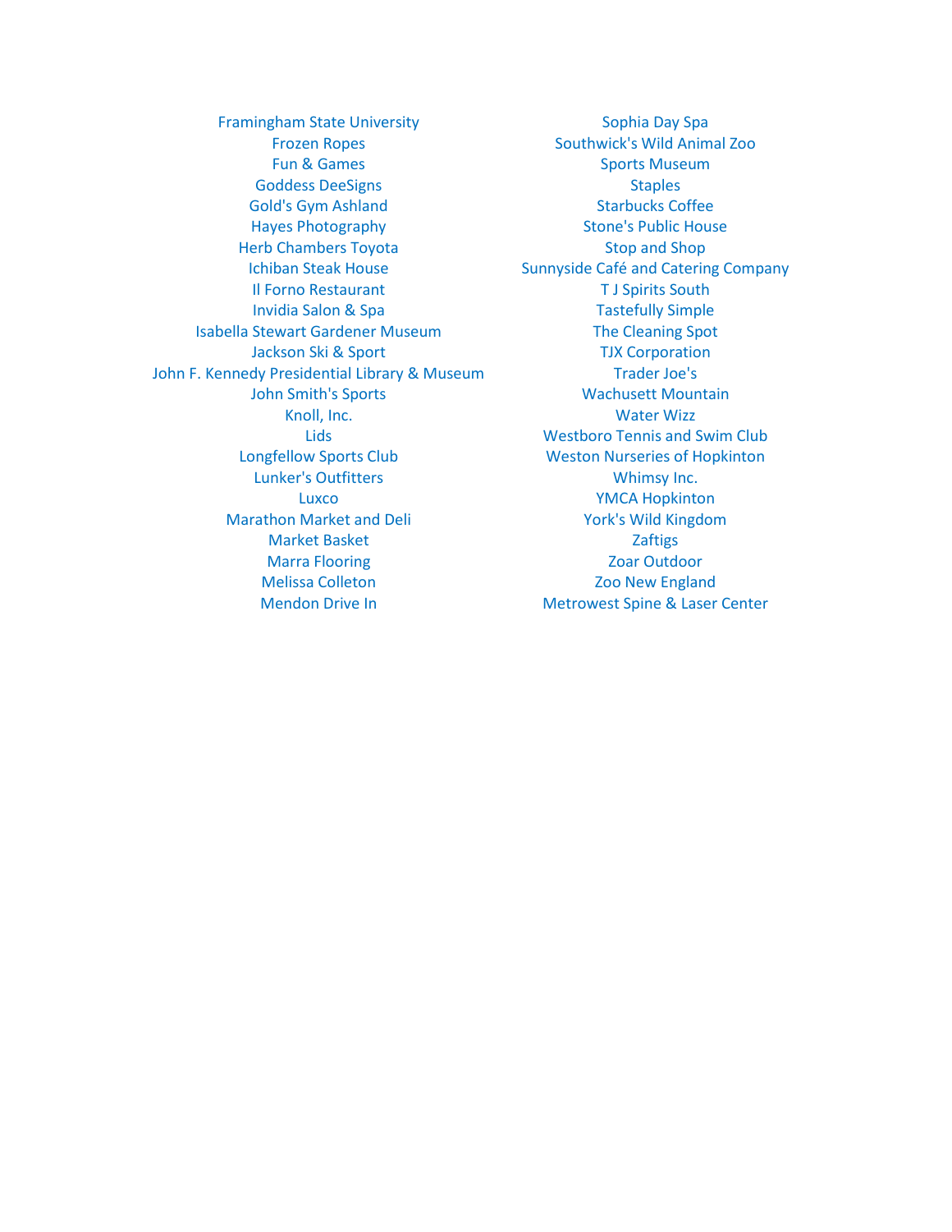Framingham State University
Frozen Ropes
Fun & Games
Goddess DeeSigns
Gold's Gym Ashland
Hayes Photography
Herb Chambers Toyota
Ichiban Steak House
Il Forno Restaurant
Invidia Salon & Spa
Isabella Stewart Gardener Museum
Jackson Ski & Sport
John F. Kennedy Presidential Library & Museum
John Smith's Sports
Knoll, Inc.
Lids
Longfellow Sports Club
Lunker's Outfitters
Luxco
Marathon Market and Deli
Market Basket
Marra Flooring
Melissa Colleton
Mendon Drive In

Sophia Day Spa
Southwick's Wild Animal Zoo
Sports Museum
Staples
Starbucks Coffee
Stone's Public House
Stop and Shop
Sunnyside Café and Catering Company
T J Spirits South
Tastefully Simple
The Cleaning Spot
TJX Corporation
Trader Joe's
Wachusett Mountain
Water Wizz
Westboro Tennis and Swim Club
Weston Nurseries of Hopkinton
Whimsy Inc.
YMCA Hopkinton
York's Wild Kingdom
Zaftigs
Zoar Outdoor
Zoo New England
Metrowest Spine & Laser Center